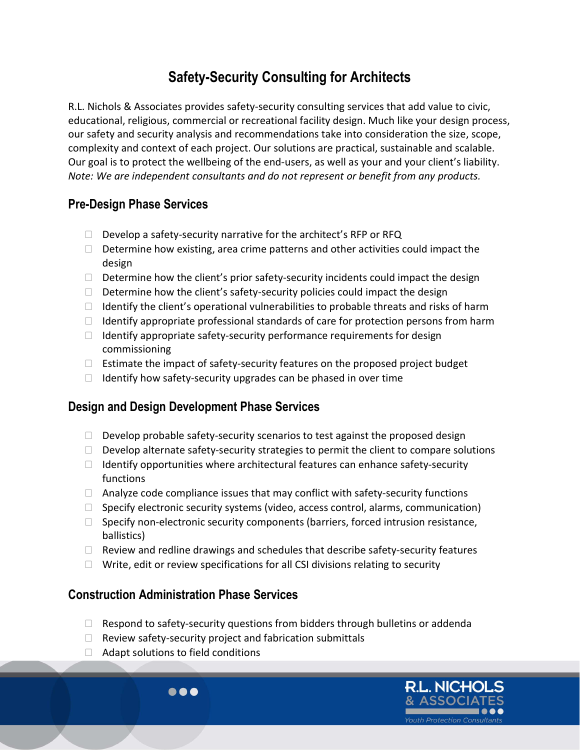# Safety-Security Consulting for Architects

R.L. Nichols & Associates provides safety-security consulting services that add value to civic, educational, religious, commercial or recreational facility design. Much like your design process, our safety and security analysis and recommendations take into consideration the size, scope, complexity and context of each project. Our solutions are practical, sustainable and scalable. Our goal is to protect the wellbeing of the end-users, as well as your and your client's liability. *Note: We are independent consultants and do not represent or benefit from any products.*

## Pre-Design Phase Services

- Develop a safety-security narrative for the architect's RFP or RFQ
- Determine how existing, area crime patterns and other activities could impact the design
- Determine how the client's prior safety-security incidents could impact the design
- Determine how the client's safety-security policies could impact the design
- Identify the client's operational vulnerabilities to probable threats and risks of harm
- Identify appropriate professional standards of care for protection persons from harm
- Identify appropriate safety-security performance requirements for design commissioning
- Estimate the impact of safety-security features on the proposed project budget
- Identify how safety-security upgrades can be phased in over time

## Design and Design Development Phase Services

- Develop probable safety-security scenarios to test against the proposed design
- Develop alternate safety-security strategies to permit the client to compare solutions
- Identify opportunities where architectural features can enhance safety-security functions
- Analyze code compliance issues that may conflict with safety-security functions
- Specify electronic security systems (video, access control, alarms, communication)
- Specify non-electronic security components (barriers, forced intrusion resistance, ballistics)
- Review and redline drawings and schedules that describe safety-security features
- Write, edit or review specifications for all CSI divisions relating to security

## Construction Administration Phase Services

- Respond to safety-security questions from bidders through bulletins or addenda
- Review safety-security project and fabrication submittals
- Adapt solutions to field conditions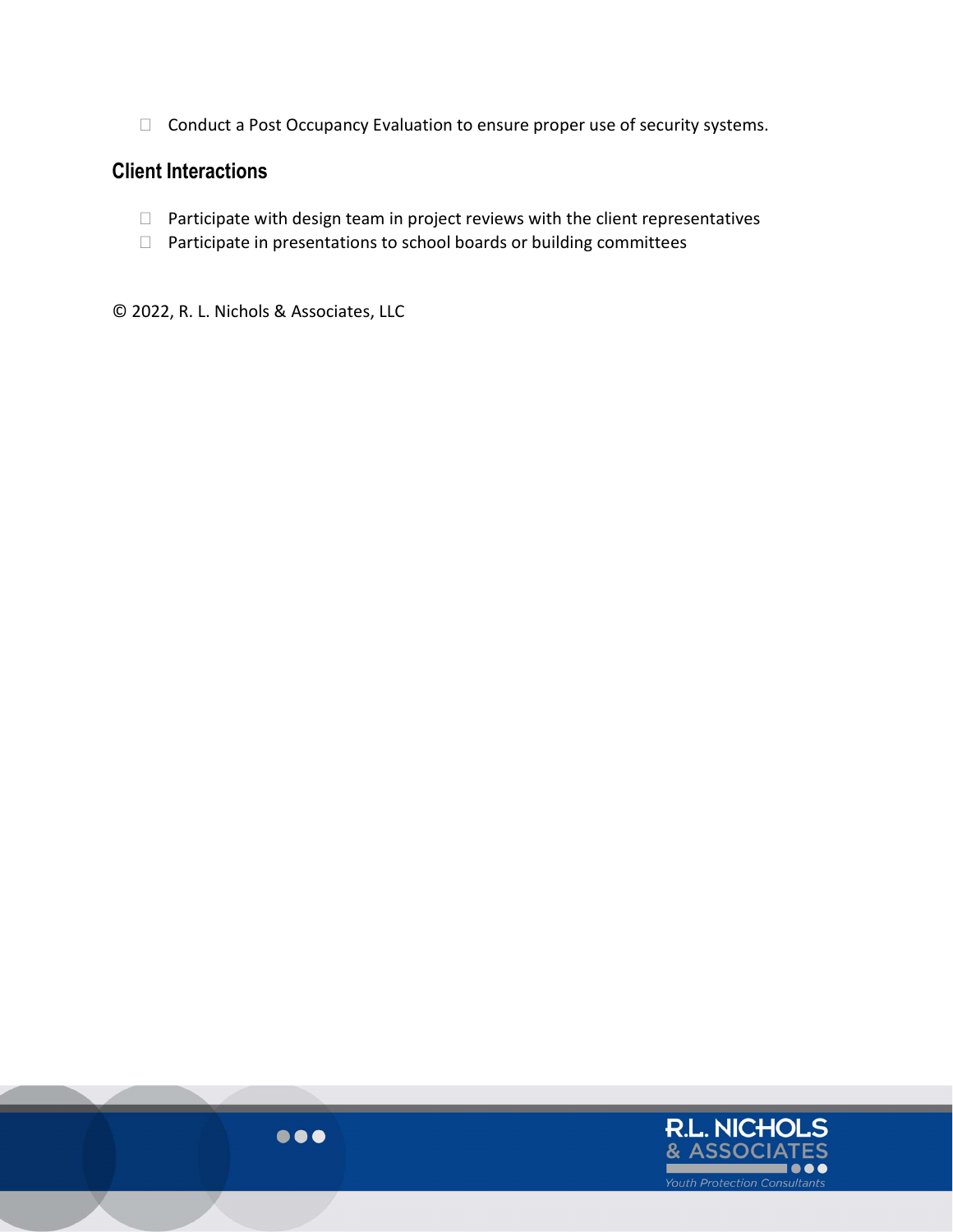- Conduct a Post Occupancy Evaluation to ensure proper use of security systems.

## Client Interactions

- Participate with design team in project reviews with the client representatives
- Participate in presentations to school boards or building committees

© 2022, R. L. Nichols & Associates, LLC